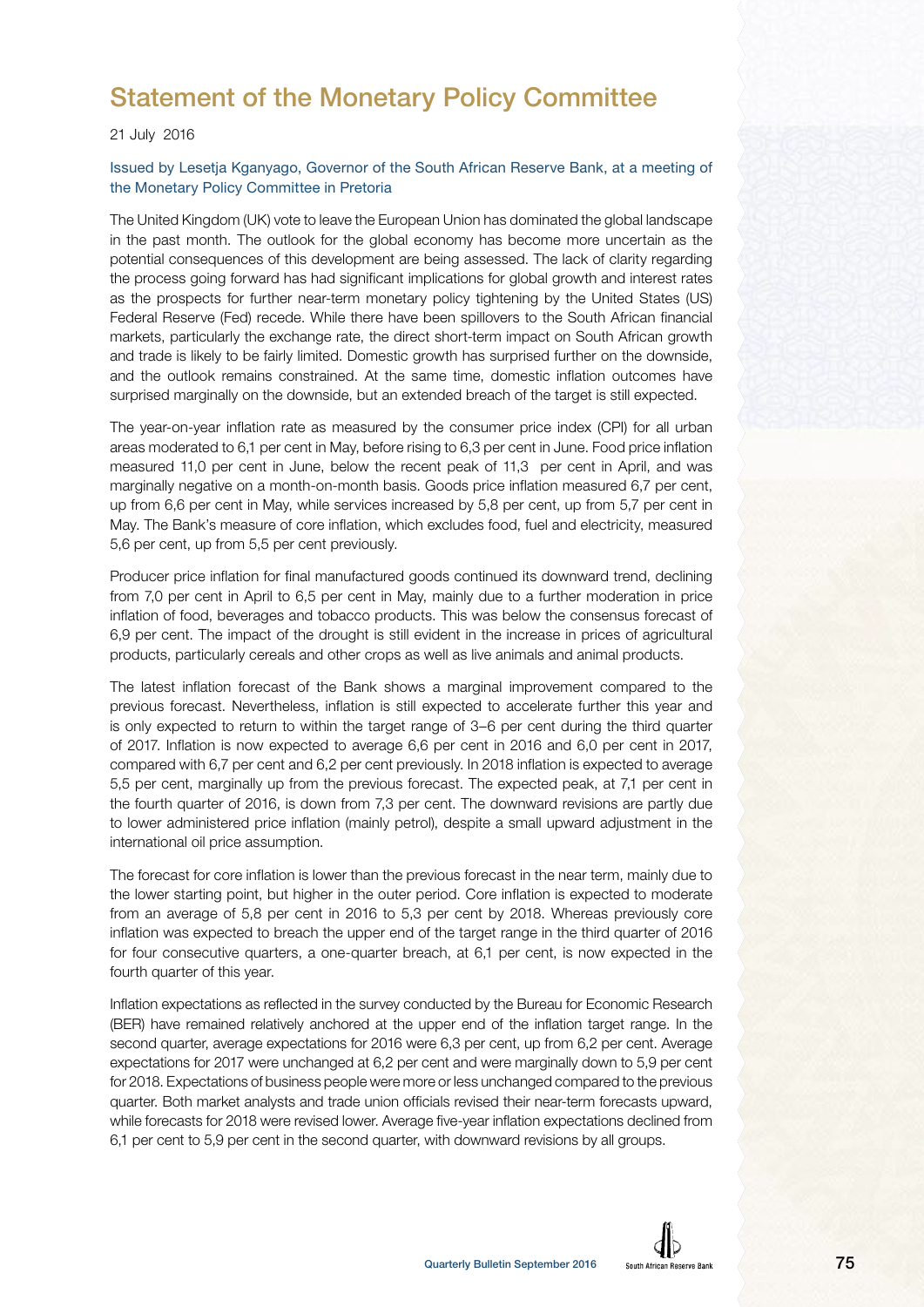# Statement of the Monetary Policy Committee

21 July 2016

Issued by Lesetja Kganyago, Governor of the South African Reserve Bank, at a meeting of the Monetary Policy Committee in Pretoria

The United Kingdom (UK) vote to leave the European Union has dominated the global landscape in the past month. The outlook for the global economy has become more uncertain as the potential consequences of this development are being assessed. The lack of clarity regarding the process going forward has had significant implications for global growth and interest rates as the prospects for further near-term monetary policy tightening by the United States (US) Federal Reserve (Fed) recede. While there have been spillovers to the South African financial markets, particularly the exchange rate, the direct short-term impact on South African growth and trade is likely to be fairly limited. Domestic growth has surprised further on the downside, and the outlook remains constrained. At the same time, domestic inflation outcomes have surprised marginally on the downside, but an extended breach of the target is still expected.

The year-on-year inflation rate as measured by the consumer price index (CPI) for all urban areas moderated to 6,1 per cent in May, before rising to 6,3 per cent in June. Food price inflation measured 11,0 per cent in June, below the recent peak of 11,3 per cent in April, and was marginally negative on a month-on-month basis. Goods price inflation measured 6,7 per cent, up from 6,6 per cent in May, while services increased by 5,8 per cent, up from 5,7 per cent in May. The Bank's measure of core inflation, which excludes food, fuel and electricity, measured 5,6 per cent, up from 5,5 per cent previously.

Producer price inflation for final manufactured goods continued its downward trend, declining from 7,0 per cent in April to 6,5 per cent in May, mainly due to a further moderation in price inflation of food, beverages and tobacco products. This was below the consensus forecast of 6,9 per cent. The impact of the drought is still evident in the increase in prices of agricultural products, particularly cereals and other crops as well as live animals and animal products.

The latest inflation forecast of the Bank shows a marginal improvement compared to the previous forecast. Nevertheless, inflation is still expected to accelerate further this year and is only expected to return to within the target range of 3–6 per cent during the third quarter of 2017. Inflation is now expected to average 6,6 per cent in 2016 and 6,0 per cent in 2017, compared with 6,7 per cent and 6,2 per cent previously. In 2018 inflation is expected to average 5,5 per cent, marginally up from the previous forecast. The expected peak, at 7,1 per cent in the fourth quarter of 2016, is down from 7,3 per cent. The downward revisions are partly due to lower administered price inflation (mainly petrol), despite a small upward adjustment in the international oil price assumption.

The forecast for core inflation is lower than the previous forecast in the near term, mainly due to the lower starting point, but higher in the outer period. Core inflation is expected to moderate from an average of 5,8 per cent in 2016 to 5,3 per cent by 2018. Whereas previously core inflation was expected to breach the upper end of the target range in the third quarter of 2016 for four consecutive quarters, a one-quarter breach, at 6,1 per cent, is now expected in the fourth quarter of this year.

Inflation expectations as reflected in the survey conducted by the Bureau for Economic Research (BER) have remained relatively anchored at the upper end of the inflation target range. In the second quarter, average expectations for 2016 were 6,3 per cent, up from 6,2 per cent. Average expectations for 2017 were unchanged at 6,2 per cent and were marginally down to 5,9 per cent for 2018. Expectations of business people were more or less unchanged compared to the previous quarter. Both market analysts and trade union officials revised their near-term forecasts upward, while forecasts for 2018 were revised lower. Average five-year inflation expectations declined from 6,1 per cent to 5,9 per cent in the second quarter, with downward revisions by all groups.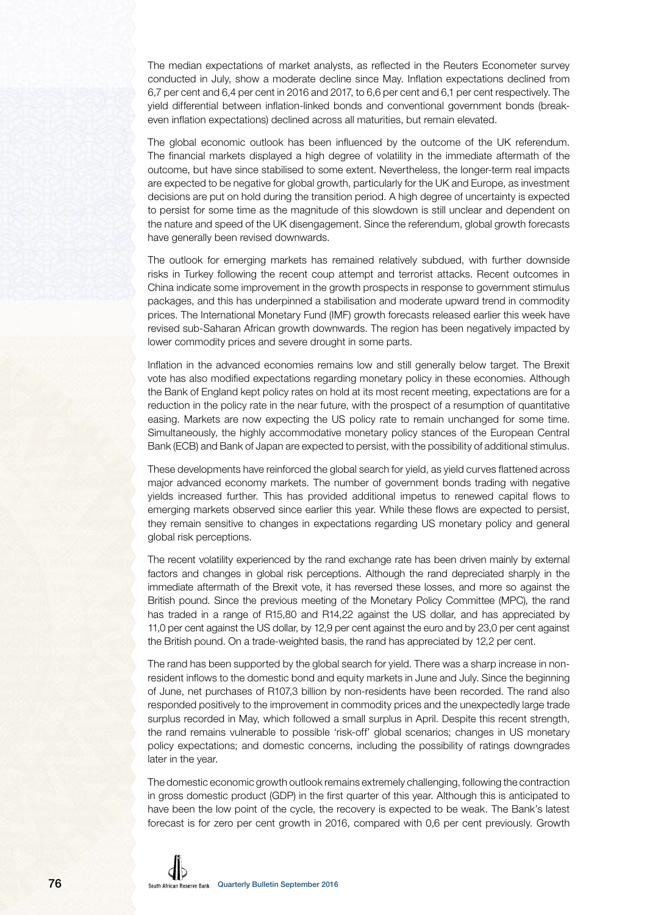The median expectations of market analysts, as reflected in the Reuters Econometer survey conducted in July, show a moderate decline since May. Inflation expectations declined from 6,7 per cent and 6,4 per cent in 2016 and 2017, to 6,6 per cent and 6,1 per cent respectively. The yield differential between inflation-linked bonds and conventional government bonds (break-even inflation expectations) declined across all maturities, but remain elevated.

The global economic outlook has been influenced by the outcome of the UK referendum. The financial markets displayed a high degree of volatility in the immediate aftermath of the outcome, but have since stabilised to some extent. Nevertheless, the longer-term real impacts are expected to be negative for global growth, particularly for the UK and Europe, as investment decisions are put on hold during the transition period. A high degree of uncertainty is expected to persist for some time as the magnitude of this slowdown is still unclear and dependent on the nature and speed of the UK disengagement. Since the referendum, global growth forecasts have generally been revised downwards.

The outlook for emerging markets has remained relatively subdued, with further downside risks in Turkey following the recent coup attempt and terrorist attacks. Recent outcomes in China indicate some improvement in the growth prospects in response to government stimulus packages, and this has underpinned a stabilisation and moderate upward trend in commodity prices. The International Monetary Fund (IMF) growth forecasts released earlier this week have revised sub-Saharan African growth downwards. The region has been negatively impacted by lower commodity prices and severe drought in some parts.

Inflation in the advanced economies remains low and still generally below target. The Brexit vote has also modified expectations regarding monetary policy in these economies. Although the Bank of England kept policy rates on hold at its most recent meeting, expectations are for a reduction in the policy rate in the near future, with the prospect of a resumption of quantitative easing. Markets are now expecting the US policy rate to remain unchanged for some time. Simultaneously, the highly accommodative monetary policy stances of the European Central Bank (ECB) and Bank of Japan are expected to persist, with the possibility of additional stimulus.

These developments have reinforced the global search for yield, as yield curves flattened across major advanced economy markets. The number of government bonds trading with negative yields increased further. This has provided additional impetus to renewed capital flows to emerging markets observed since earlier this year. While these flows are expected to persist, they remain sensitive to changes in expectations regarding US monetary policy and general global risk perceptions.

The recent volatility experienced by the rand exchange rate has been driven mainly by external factors and changes in global risk perceptions. Although the rand depreciated sharply in the immediate aftermath of the Brexit vote, it has reversed these losses, and more so against the British pound. Since the previous meeting of the Monetary Policy Committee (MPC), the rand has traded in a range of R15,80 and R14,22 against the US dollar, and has appreciated by 11,0 per cent against the US dollar, by 12,9 per cent against the euro and by 23,0 per cent against the British pound. On a trade-weighted basis, the rand has appreciated by 12,2 per cent.

The rand has been supported by the global search for yield. There was a sharp increase in non-resident inflows to the domestic bond and equity markets in June and July. Since the beginning of June, net purchases of R107,3 billion by non-residents have been recorded. The rand also responded positively to the improvement in commodity prices and the unexpectedly large trade surplus recorded in May, which followed a small surplus in April. Despite this recent strength, the rand remains vulnerable to possible 'risk-off' global scenarios; changes in US monetary policy expectations; and domestic concerns, including the possibility of ratings downgrades later in the year.

The domestic economic growth outlook remains extremely challenging, following the contraction in gross domestic product (GDP) in the first quarter of this year. Although this is anticipated to have been the low point of the cycle, the recovery is expected to be weak. The Bank's latest forecast is for zero per cent growth in 2016, compared with 0,6 per cent previously. Growth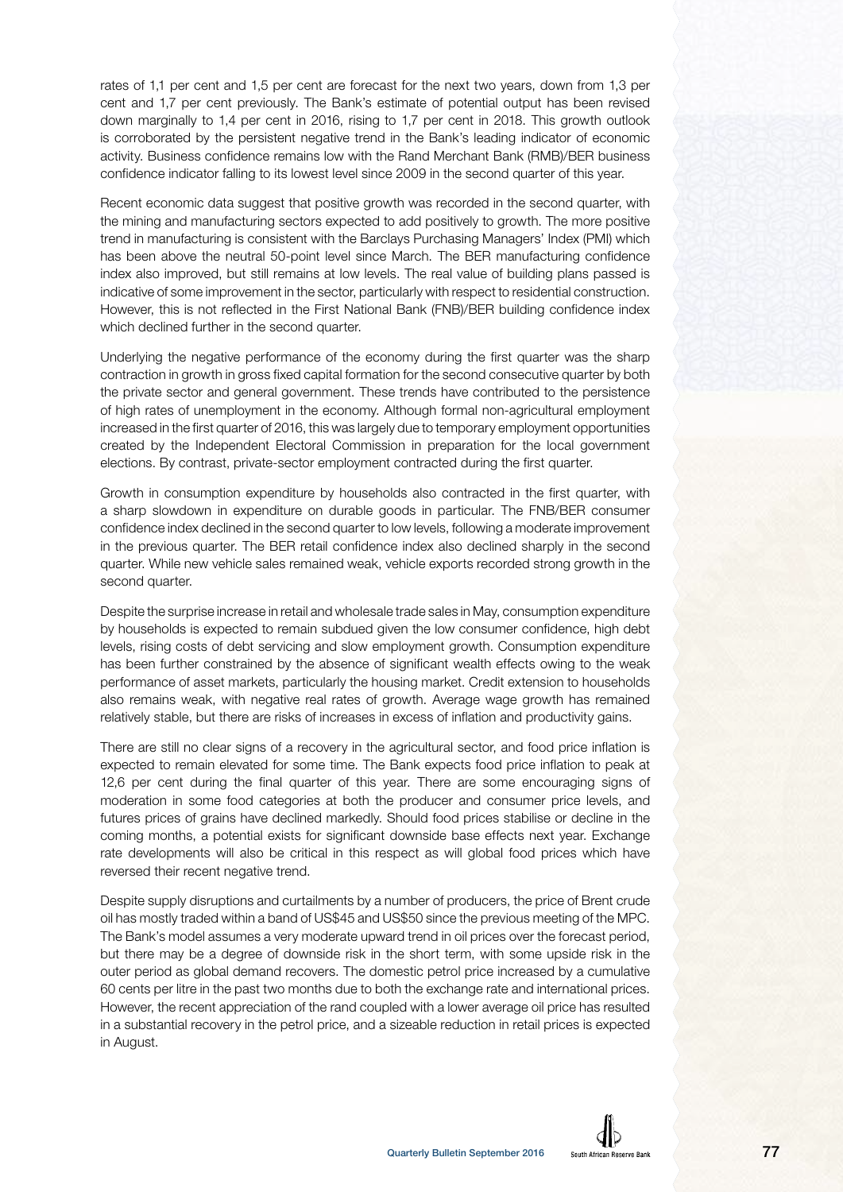rates of 1,1 per cent and 1,5 per cent are forecast for the next two years, down from 1,3 per cent and 1,7 per cent previously. The Bank's estimate of potential output has been revised down marginally to 1,4 per cent in 2016, rising to 1,7 per cent in 2018. This growth outlook is corroborated by the persistent negative trend in the Bank's leading indicator of economic activity. Business confidence remains low with the Rand Merchant Bank (RMB)/BER business confidence indicator falling to its lowest level since 2009 in the second quarter of this year.

Recent economic data suggest that positive growth was recorded in the second quarter, with the mining and manufacturing sectors expected to add positively to growth. The more positive trend in manufacturing is consistent with the Barclays Purchasing Managers' Index (PMI) which has been above the neutral 50-point level since March. The BER manufacturing confidence index also improved, but still remains at low levels. The real value of building plans passed is indicative of some improvement in the sector, particularly with respect to residential construction. However, this is not reflected in the First National Bank (FNB)/BER building confidence index which declined further in the second quarter.

Underlying the negative performance of the economy during the first quarter was the sharp contraction in growth in gross fixed capital formation for the second consecutive quarter by both the private sector and general government. These trends have contributed to the persistence of high rates of unemployment in the economy. Although formal non-agricultural employment increased in the first quarter of 2016, this was largely due to temporary employment opportunities created by the Independent Electoral Commission in preparation for the local government elections. By contrast, private-sector employment contracted during the first quarter.

Growth in consumption expenditure by households also contracted in the first quarter, with a sharp slowdown in expenditure on durable goods in particular. The FNB/BER consumer confidence index declined in the second quarter to low levels, following a moderate improvement in the previous quarter. The BER retail confidence index also declined sharply in the second quarter. While new vehicle sales remained weak, vehicle exports recorded strong growth in the second quarter.

Despite the surprise increase in retail and wholesale trade sales in May, consumption expenditure by households is expected to remain subdued given the low consumer confidence, high debt levels, rising costs of debt servicing and slow employment growth. Consumption expenditure has been further constrained by the absence of significant wealth effects owing to the weak performance of asset markets, particularly the housing market. Credit extension to households also remains weak, with negative real rates of growth. Average wage growth has remained relatively stable, but there are risks of increases in excess of inflation and productivity gains.

There are still no clear signs of a recovery in the agricultural sector, and food price inflation is expected to remain elevated for some time. The Bank expects food price inflation to peak at 12,6 per cent during the final quarter of this year. There are some encouraging signs of moderation in some food categories at both the producer and consumer price levels, and futures prices of grains have declined markedly. Should food prices stabilise or decline in the coming months, a potential exists for significant downside base effects next year. Exchange rate developments will also be critical in this respect as will global food prices which have reversed their recent negative trend.

Despite supply disruptions and curtailments by a number of producers, the price of Brent crude oil has mostly traded within a band of US$45 and US$50 since the previous meeting of the MPC. The Bank's model assumes a very moderate upward trend in oil prices over the forecast period, but there may be a degree of downside risk in the short term, with some upside risk in the outer period as global demand recovers. The domestic petrol price increased by a cumulative 60 cents per litre in the past two months due to both the exchange rate and international prices. However, the recent appreciation of the rand coupled with a lower average oil price has resulted in a substantial recovery in the petrol price, and a sizeable reduction in retail prices is expected in August.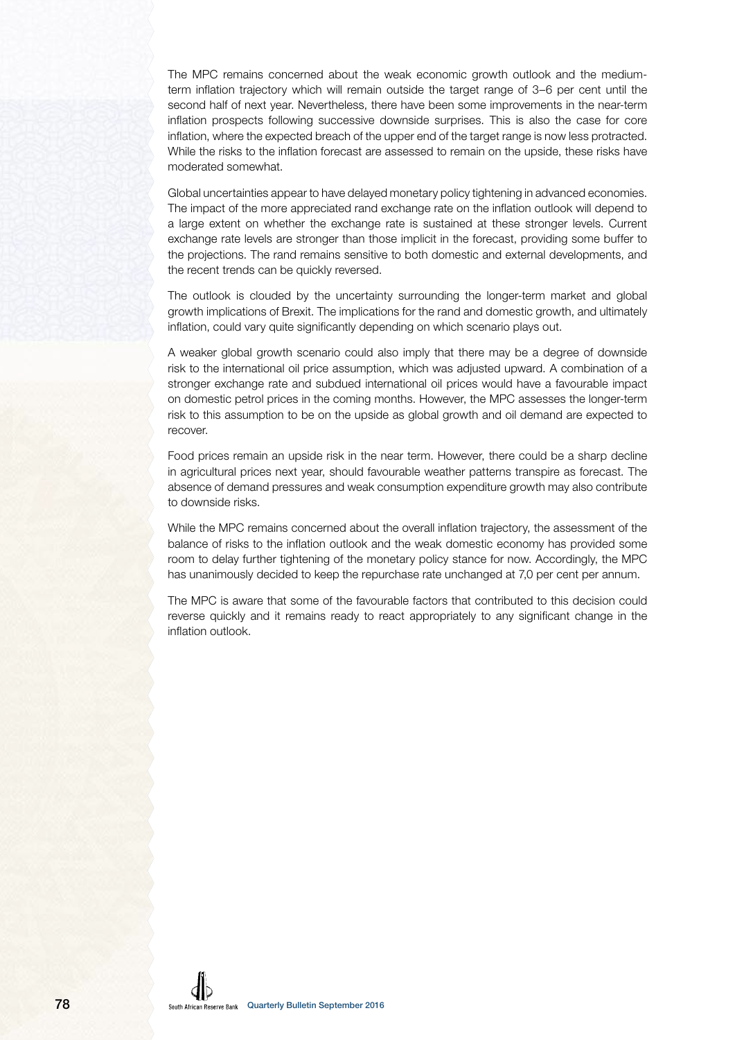The MPC remains concerned about the weak economic growth outlook and the medium-term inflation trajectory which will remain outside the target range of 3–6 per cent until the second half of next year. Nevertheless, there have been some improvements in the near-term inflation prospects following successive downside surprises. This is also the case for core inflation, where the expected breach of the upper end of the target range is now less protracted. While the risks to the inflation forecast are assessed to remain on the upside, these risks have moderated somewhat.

Global uncertainties appear to have delayed monetary policy tightening in advanced economies. The impact of the more appreciated rand exchange rate on the inflation outlook will depend to a large extent on whether the exchange rate is sustained at these stronger levels. Current exchange rate levels are stronger than those implicit in the forecast, providing some buffer to the projections. The rand remains sensitive to both domestic and external developments, and the recent trends can be quickly reversed.

The outlook is clouded by the uncertainty surrounding the longer-term market and global growth implications of Brexit. The implications for the rand and domestic growth, and ultimately inflation, could vary quite significantly depending on which scenario plays out.

A weaker global growth scenario could also imply that there may be a degree of downside risk to the international oil price assumption, which was adjusted upward. A combination of a stronger exchange rate and subdued international oil prices would have a favourable impact on domestic petrol prices in the coming months. However, the MPC assesses the longer-term risk to this assumption to be on the upside as global growth and oil demand are expected to recover.

Food prices remain an upside risk in the near term. However, there could be a sharp decline in agricultural prices next year, should favourable weather patterns transpire as forecast. The absence of demand pressures and weak consumption expenditure growth may also contribute to downside risks.

While the MPC remains concerned about the overall inflation trajectory, the assessment of the balance of risks to the inflation outlook and the weak domestic economy has provided some room to delay further tightening of the monetary policy stance for now. Accordingly, the MPC has unanimously decided to keep the repurchase rate unchanged at 7,0 per cent per annum.

The MPC is aware that some of the favourable factors that contributed to this decision could reverse quickly and it remains ready to react appropriately to any significant change in the inflation outlook.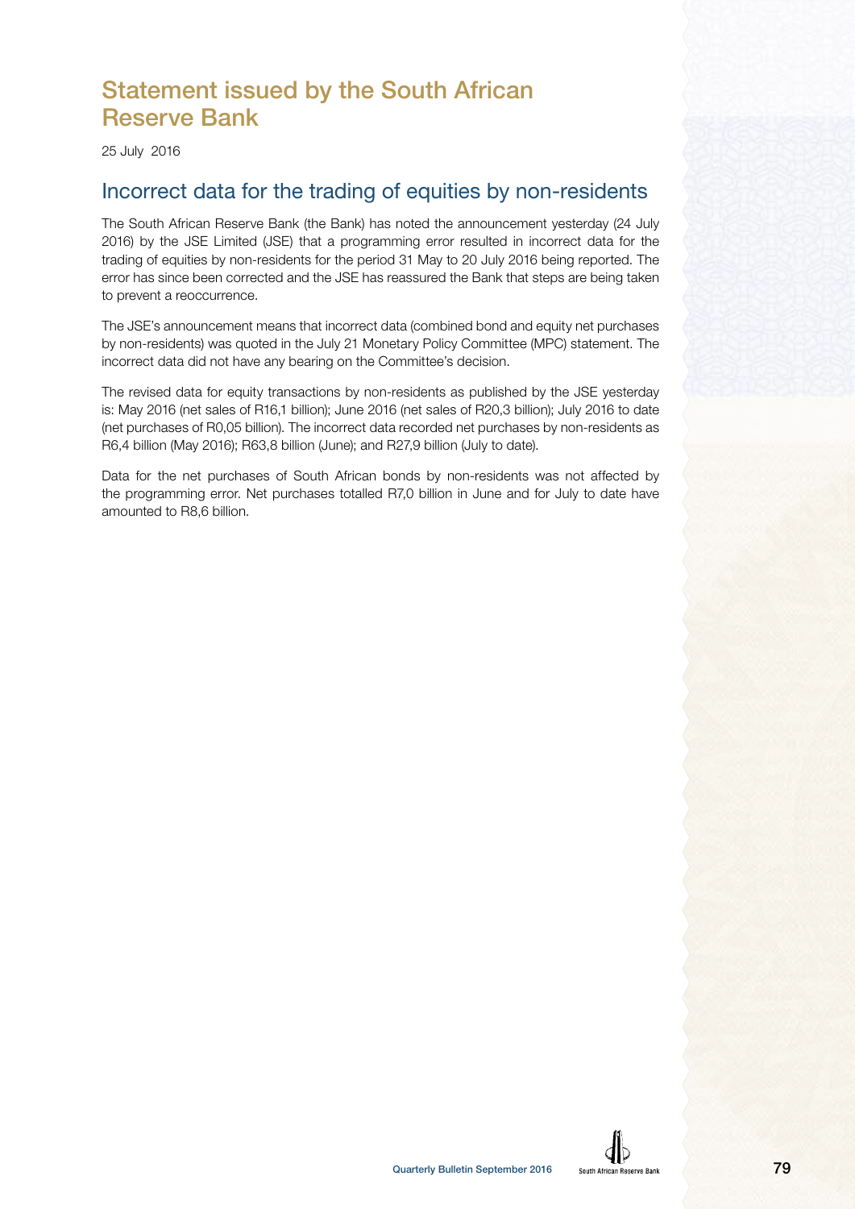# Statement issued by the South African Reserve Bank

25 July 2016

## Incorrect data for the trading of equities by non-residents

The South African Reserve Bank (the Bank) has noted the announcement yesterday (24 July 2016) by the JSE Limited (JSE) that a programming error resulted in incorrect data for the trading of equities by non-residents for the period 31 May to 20 July 2016 being reported. The error has since been corrected and the JSE has reassured the Bank that steps are being taken to prevent a reoccurrence.

The JSE's announcement means that incorrect data (combined bond and equity net purchases by non-residents) was quoted in the July 21 Monetary Policy Committee (MPC) statement. The incorrect data did not have any bearing on the Committee's decision.

The revised data for equity transactions by non-residents as published by the JSE yesterday is: May 2016 (net sales of R16,1 billion); June 2016 (net sales of R20,3 billion); July 2016 to date (net purchases of R0,05 billion). The incorrect data recorded net purchases by non-residents as R6,4 billion (May 2016); R63,8 billion (June); and R27,9 billion (July to date).

Data for the net purchases of South African bonds by non-residents was not affected by the programming error. Net purchases totalled R7,0 billion in June and for July to date have amounted to R8,6 billion.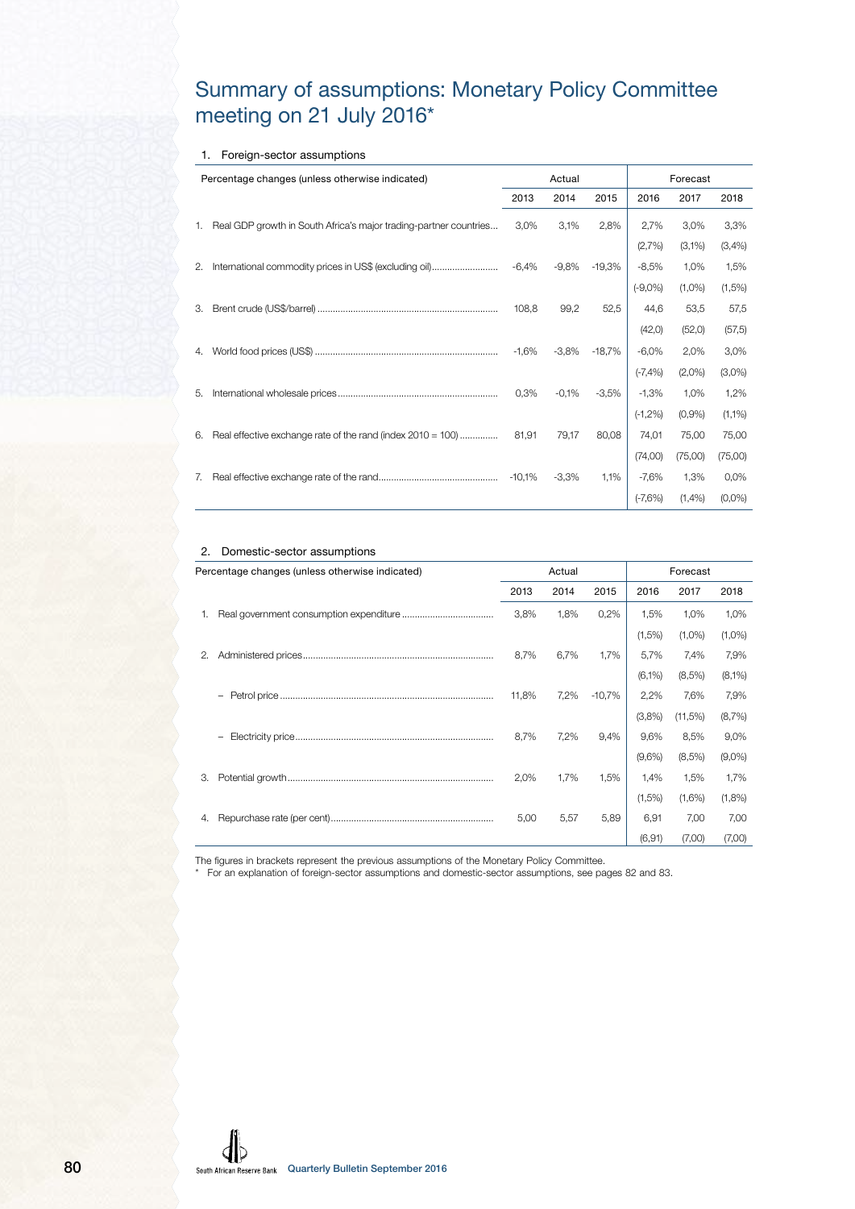# Summary of assumptions: Monetary Policy Committee meeting on 21 July 2016*

## 1. Foreign-sector assumptions

| Percentage changes (unless otherwise indicated) | Actual | | | Forecast | | |
|---|---|---|---|---|---|---|
| | 2013 | 2014 | 2015 | 2016 | 2017 | 2018 |
| 1. Real GDP growth in South Africa's major trading-partner countries | 3,0% | 3,1% | 2,8% | 2,7% | 3,0% | 3,3% |
| | | | | (2,7%) | (3,1%) | (3,4%) |
| 2. International commodity prices in US$ (excluding oil) | -6,4% | -9,8% | -19,3% | -8,5% | 1,0% | 1,5% |
| | | | | (-9,0%) | (1,0%) | (1,5%) |
| 3. Brent crude (US$/barrel) | 108,8 | 99,2 | 52,5 | 44,6 | 53,5 | 57,5 |
| | | | | (42,0) | (52,0) | (57,5) |
| 4. World food prices (US$) | -1,6% | -3,8% | -18,7% | -6,0% | 2,0% | 3,0% |
| | | | | (-7,4%) | (2,0%) | (3,0%) |
| 5. International wholesale prices | 0,3% | -0,1% | -3,5% | -1,3% | 1,0% | 1,2% |
| | | | | (-1,2%) | (0,9%) | (1,1%) |
| 6. Real effective exchange rate of the rand (index 2010 = 100) | 81,91 | 79,17 | 80,08 | 74,01 | 75,00 | 75,00 |
| | | | | (74,00) | (75,00) | (75,00) |
| 7. Real effective exchange rate of the rand | -10,1% | -3,3% | 1,1% | -7,6% | 1,3% | 0,0% |
| | | | | (-7,6%) | (1,4%) | (0,0%) |

## 2. Domestic-sector assumptions

| Percentage changes (unless otherwise indicated) | Actual | | | Forecast | | |
|---|---|---|---|---|---|---|
| | 2013 | 2014 | 2015 | 2016 | 2017 | 2018 |
| 1. Real government consumption expenditure | 3,8% | 1,8% | 0,2% | 1,5% | 1,0% | 1,0% |
| | | | | (1,5%) | (1,0%) | (1,0%) |
| 2. Administered prices | 8,7% | 6,7% | 1,7% | 5,7% | 7,4% | 7,9% |
| | | | | (6,1%) | (8,5%) | (8,1%) |
| – Petrol price | 11,8% | 7,2% | -10,7% | 2,2% | 7,6% | 7,9% |
| | | | | (3,8%) | (11,5%) | (8,7%) |
| – Electricity price | 8,7% | 7,2% | 9,4% | 9,6% | 8,5% | 9,0% |
| | | | | (9,6%) | (8,5%) | (9,0%) |
| 3. Potential growth | 2,0% | 1,7% | 1,5% | 1,4% | 1,5% | 1,7% |
| | | | | (1,5%) | (1,6%) | (1,8%) |
| 4. Repurchase rate (per cent) | 5,00 | 5,57 | 5,89 | 6,91 | 7,00 | 7,00 |
| | | | | (6,91) | (7,00) | (7,00) |

The figures in brackets represent the previous assumptions of the Monetary Policy Committee.

\* For an explanation of foreign-sector assumptions and domestic-sector assumptions, see pages 82 and 83.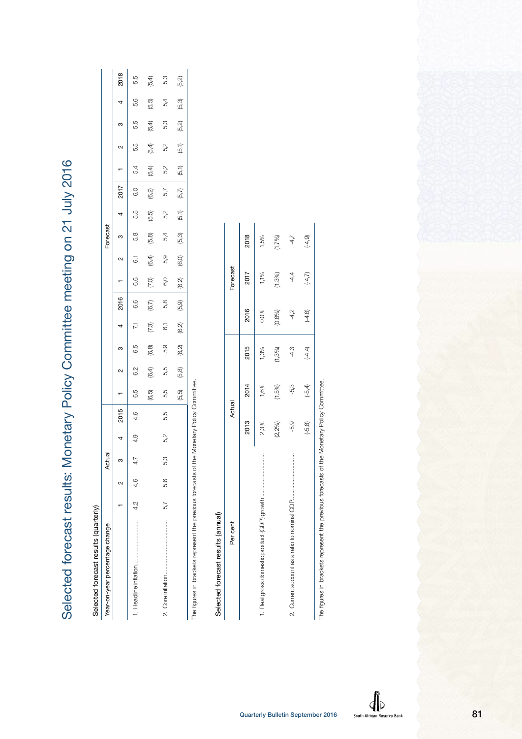# Selected forecast results: Monetary Policy Committee meeting on 21 July 2016

Selected forecast results (quarterly)

| Year-on-year percentage change | Actual | | | | | Forecast | | | | | | | | | | | | | | |
|---|---|---|---|---|---|---|---|---|---|---|---|---|---|---|---|---|---|---|---|---|
| | 1 | 2 | 3 | 4 | 2015 | 1 | 2 | 3 | 4 | 2016 | 1 | 2 | 3 | 4 | 2017 | 1 | 2 | 3 | 4 | 2018 |
| 1. Headline inflation........................ | 4,2 | 4,6 | 4,7 | 4,9 | 4,6 | 6,5 | 6,2 | 6,5 | 7,1 | 6,6 | 6,6 | 6,1 | 5,8 | 5,5 | 6,0 | 5,4 | 5,5 | 5,5 | 5,6 | 5,5 |
| | | | | | | (6,5) | (6,4) | (6,8) | (7,3) | (6,7) | (7,0) | (6,4) | (5,8) | (5,5) | (6,2) | (5,4) | (5,4) | (5,4) | (5,5) | (5,4) |
| 2. Core inflation.............................. | 5,7 | 5,6 | 5,3 | 5,2 | 5,5 | 5,5 | 5,5 | 5,9 | 6,1 | 5,8 | 6,0 | 5,9 | 5,4 | 5,2 | 5,7 | 5,2 | 5,2 | 5,3 | 5,4 | 5,3 |
| | | | | | | (5,5) | (5,8) | (6,2) | (6,2) | (5,9) | (6,2) | (6,0) | (5,3) | (5,1) | (5,7) | (5,1) | (5,1) | (5,2) | (5,3) | (5,2) |

The figures in brackets represent the previous forecasts of the Monetary Policy Committee.

Selected forecast results (annual)

| Per cent | Actual | | | Forecast | | |
|---|---|---|---|---|---|---|
| | 2013 | 2014 | 2015 | 2016 | 2017 | 2018 |
| 1. Real gross domestic product (GDP) growth ........................ | 2,3% | 1,6% | 1,3% | 0,0% | 1,1% | 1,5% |
| | (2,2%) | (1,5%) | (1,3%) | (0,6%) | (1,3%) | (1,7%) |
| 2. Current account as a ratio to nominal GDP........................ | -5,9 | -5,3 | -4,3 | -4,2 | -4,4 | -4,7 |
| | (-5,8) | (-5,4) | (-4,4) | (-4,6) | (-4,7) | (-4,9) |

The figures in brackets represent the previous forecasts of the Monetary Policy Committee.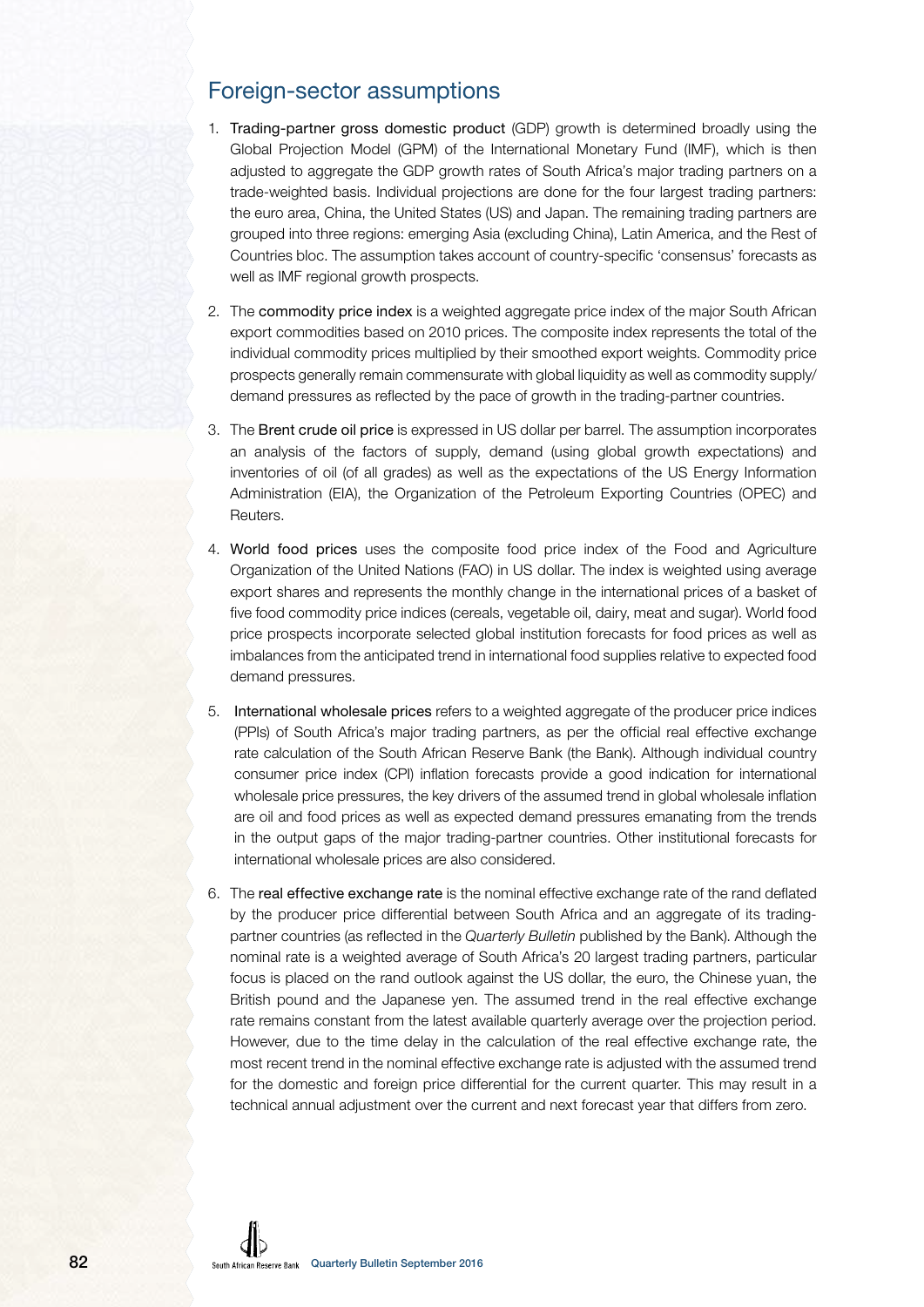## Foreign-sector assumptions

1. Trading-partner gross domestic product (GDP) growth is determined broadly using the Global Projection Model (GPM) of the International Monetary Fund (IMF), which is then adjusted to aggregate the GDP growth rates of South Africa's major trading partners on a trade-weighted basis. Individual projections are done for the four largest trading partners: the euro area, China, the United States (US) and Japan. The remaining trading partners are grouped into three regions: emerging Asia (excluding China), Latin America, and the Rest of Countries bloc. The assumption takes account of country-specific 'consensus' forecasts as well as IMF regional growth prospects.

2. The commodity price index is a weighted aggregate price index of the major South African export commodities based on 2010 prices. The composite index represents the total of the individual commodity prices multiplied by their smoothed export weights. Commodity price prospects generally remain commensurate with global liquidity as well as commodity supply/demand pressures as reflected by the pace of growth in the trading-partner countries.

3. The Brent crude oil price is expressed in US dollar per barrel. The assumption incorporates an analysis of the factors of supply, demand (using global growth expectations) and inventories of oil (of all grades) as well as the expectations of the US Energy Information Administration (EIA), the Organization of the Petroleum Exporting Countries (OPEC) and Reuters.

4. World food prices uses the composite food price index of the Food and Agriculture Organization of the United Nations (FAO) in US dollar. The index is weighted using average export shares and represents the monthly change in the international prices of a basket of five food commodity price indices (cereals, vegetable oil, dairy, meat and sugar). World food price prospects incorporate selected global institution forecasts for food prices as well as imbalances from the anticipated trend in international food supplies relative to expected food demand pressures.

5. International wholesale prices refers to a weighted aggregate of the producer price indices (PPIs) of South Africa's major trading partners, as per the official real effective exchange rate calculation of the South African Reserve Bank (the Bank). Although individual country consumer price index (CPI) inflation forecasts provide a good indication for international wholesale price pressures, the key drivers of the assumed trend in global wholesale inflation are oil and food prices as well as expected demand pressures emanating from the trends in the output gaps of the major trading-partner countries. Other institutional forecasts for international wholesale prices are also considered.

6. The real effective exchange rate is the nominal effective exchange rate of the rand deflated by the producer price differential between South Africa and an aggregate of its trading-partner countries (as reflected in the *Quarterly Bulletin* published by the Bank). Although the nominal rate is a weighted average of South Africa's 20 largest trading partners, particular focus is placed on the rand outlook against the US dollar, the euro, the Chinese yuan, the British pound and the Japanese yen. The assumed trend in the real effective exchange rate remains constant from the latest available quarterly average over the projection period. However, due to the time delay in the calculation of the real effective exchange rate, the most recent trend in the nominal effective exchange rate is adjusted with the assumed trend for the domestic and foreign price differential for the current quarter. This may result in a technical annual adjustment over the current and next forecast year that differs from zero.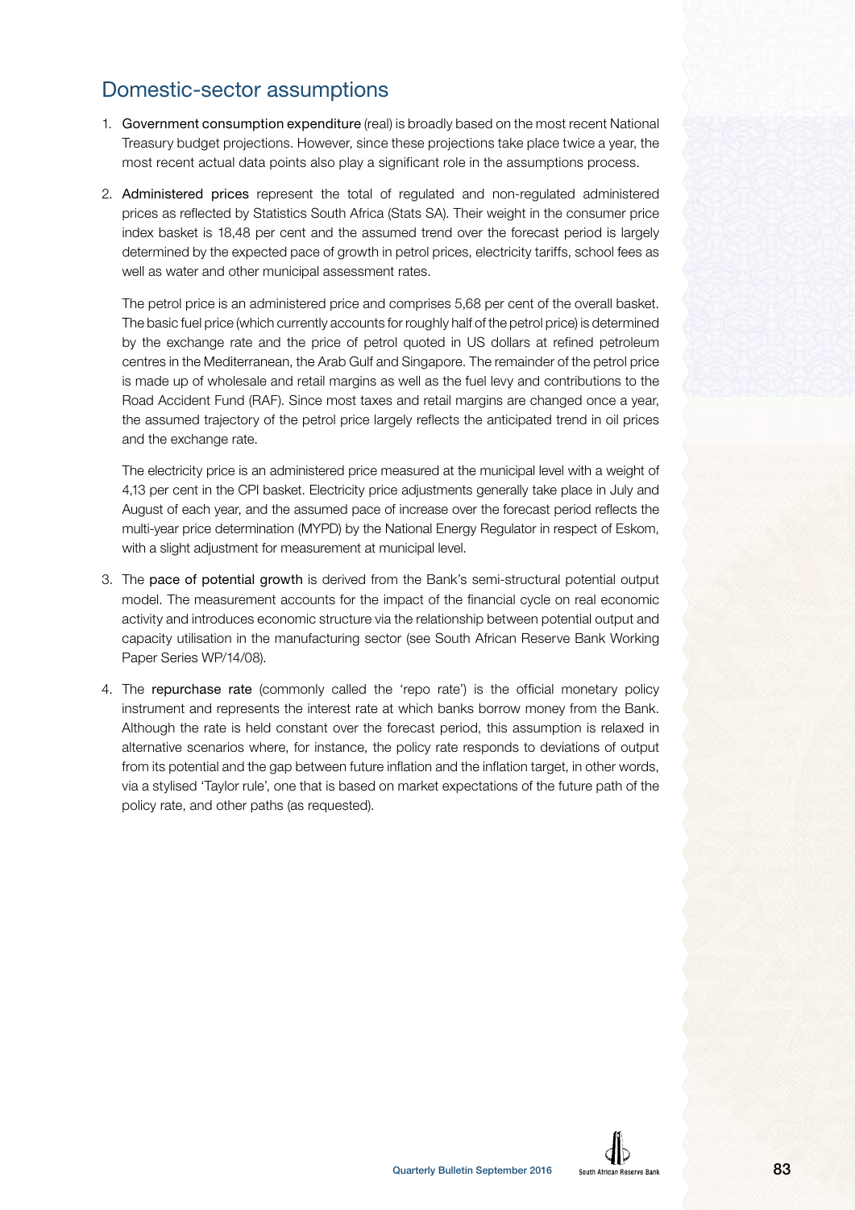## Domestic-sector assumptions

1. Government consumption expenditure (real) is broadly based on the most recent National Treasury budget projections. However, since these projections take place twice a year, the most recent actual data points also play a significant role in the assumptions process.

2. Administered prices represent the total of regulated and non-regulated administered prices as reflected by Statistics South Africa (Stats SA). Their weight in the consumer price index basket is 18,48 per cent and the assumed trend over the forecast period is largely determined by the expected pace of growth in petrol prices, electricity tariffs, school fees as well as water and other municipal assessment rates.

   The petrol price is an administered price and comprises 5,68 per cent of the overall basket. The basic fuel price (which currently accounts for roughly half of the petrol price) is determined by the exchange rate and the price of petrol quoted in US dollars at refined petroleum centres in the Mediterranean, the Arab Gulf and Singapore. The remainder of the petrol price is made up of wholesale and retail margins as well as the fuel levy and contributions to the Road Accident Fund (RAF). Since most taxes and retail margins are changed once a year, the assumed trajectory of the petrol price largely reflects the anticipated trend in oil prices and the exchange rate.

   The electricity price is an administered price measured at the municipal level with a weight of 4,13 per cent in the CPI basket. Electricity price adjustments generally take place in July and August of each year, and the assumed pace of increase over the forecast period reflects the multi-year price determination (MYPD) by the National Energy Regulator in respect of Eskom, with a slight adjustment for measurement at municipal level.

3. The pace of potential growth is derived from the Bank's semi-structural potential output model. The measurement accounts for the impact of the financial cycle on real economic activity and introduces economic structure via the relationship between potential output and capacity utilisation in the manufacturing sector (see South African Reserve Bank Working Paper Series WP/14/08).

4. The repurchase rate (commonly called the 'repo rate') is the official monetary policy instrument and represents the interest rate at which banks borrow money from the Bank. Although the rate is held constant over the forecast period, this assumption is relaxed in alternative scenarios where, for instance, the policy rate responds to deviations of output from its potential and the gap between future inflation and the inflation target, in other words, via a stylised 'Taylor rule', one that is based on market expectations of the future path of the policy rate, and other paths (as requested).